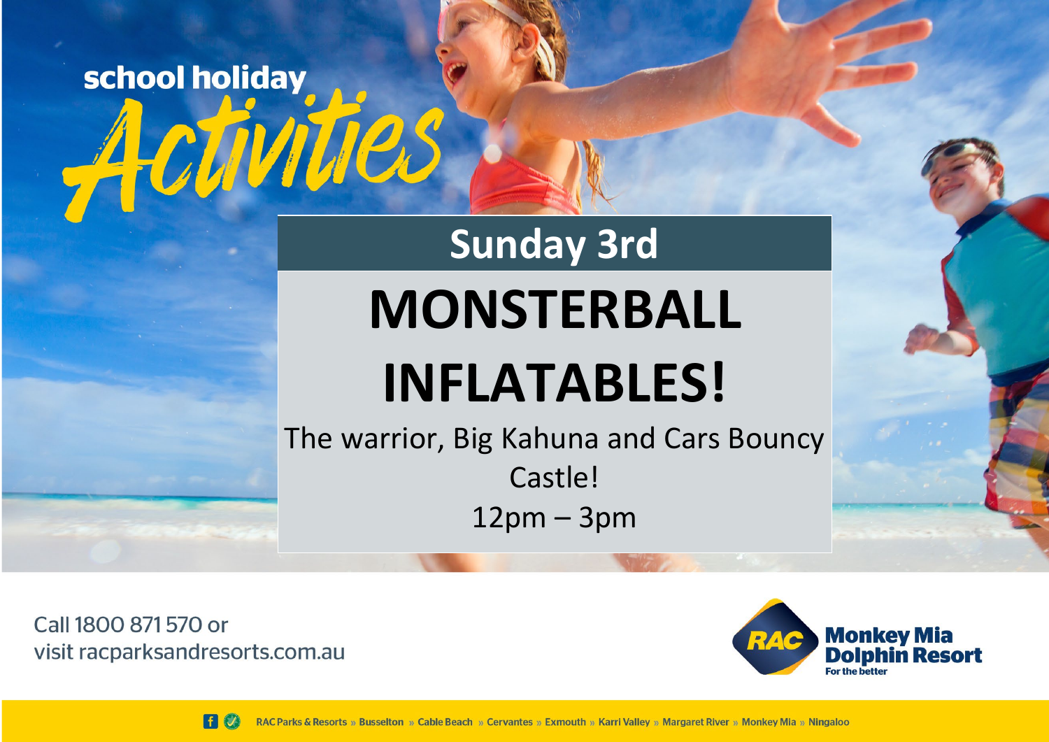school holiday

# Activities

## Sunday 3rd

# MONSTERBALL INFLATABLES!

The warrior, Big Kahuna and Cars Bouncy Castle!

12pm – 3pm

Call 1800 871 570 or
visit racparksandresorts.com.au

RAC Monkey Mia Dolphin Resort
For the better

RAC Parks & Resorts » Busselton » Cable Beach » Cervantes » Exmouth » Karri Valley » Margaret River » Monkey Mia » Ningaloo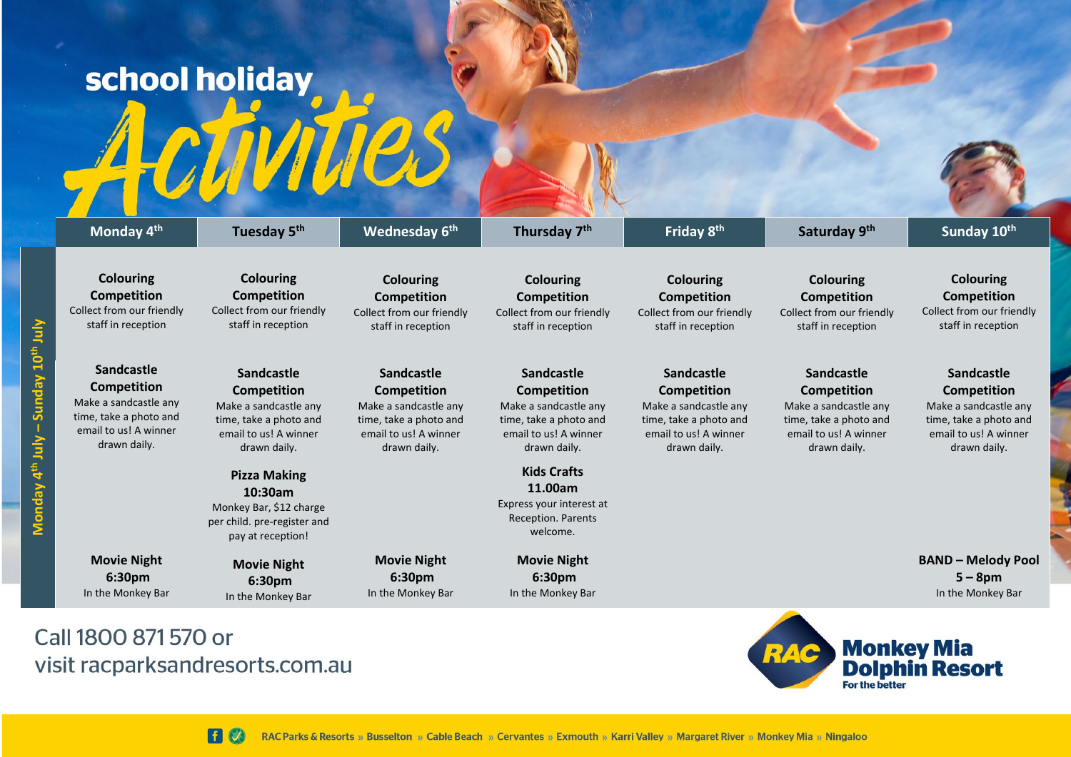# school holiday Activities

**Monday 4th July – Sunday 10th July**

| Monday 4th | Tuesday 5th | Wednesday 6th | Thursday 7th | Friday 8th | Saturday 9th | Sunday 10th |
|---|---|---|---|---|---|---|
| **Colouring Competition** Collect from our friendly staff in reception | **Colouring Competition** Collect from our friendly staff in reception | **Colouring Competition** Collect from our friendly staff in reception | **Colouring Competition** Collect from our friendly staff in reception | **Colouring Competition** Collect from our friendly staff in reception | **Colouring Competition** Collect from our friendly staff in reception | **Colouring Competition** Collect from our friendly staff in reception |
| **Sandcastle Competition** Make a sandcastle any time, take a photo and email to us! A winner drawn daily. | **Sandcastle Competition** Make a sandcastle any time, take a photo and email to us! A winner drawn daily. | **Sandcastle Competition** Make a sandcastle any time, take a photo and email to us! A winner drawn daily. | **Sandcastle Competition** Make a sandcastle any time, take a photo and email to us! A winner drawn daily. | **Sandcastle Competition** Make a sandcastle any time, take a photo and email to us! A winner drawn daily. | **Sandcastle Competition** Make a sandcastle any time, take a photo and email to us! A winner drawn daily. | **Sandcastle Competition** Make a sandcastle any time, take a photo and email to us! A winner drawn daily. |
| | **Pizza Making 10:30am** Monkey Bar, $12 charge per child. pre-register and pay at reception! | | **Kids Crafts 11.00am** Express your interest at Reception. Parents welcome. | | | |
| **Movie Night 6:30pm** In the Monkey Bar | **Movie Night 6:30pm** In the Monkey Bar | **Movie Night 6:30pm** In the Monkey Bar | **Movie Night 6:30pm** In the Monkey Bar | | | **BAND – Melody Pool 5 – 8pm** In the Monkey Bar |

Call 1800 871 570 or visit racparksandresorts.com.au

RAC Monkey Mia Dolphin Resort
For the better

RAC Parks & Resorts » Busselton » Cable Beach » Cervantes » Exmouth » Karri Valley » Margaret River » Monkey Mia » Ningaloo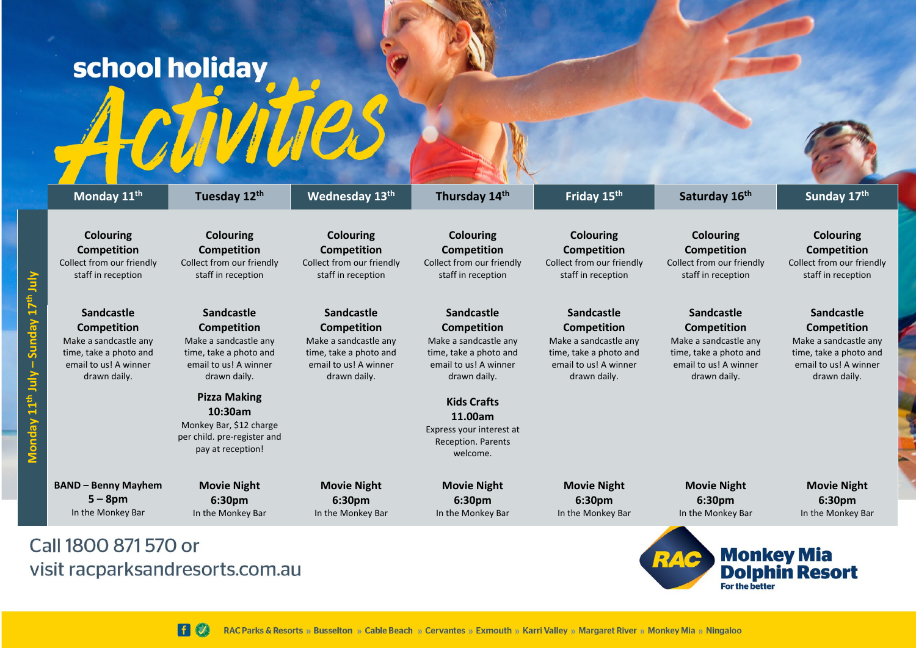# school holiday Activities

**Monday 11th July – Sunday 17th July**

| Monday 11th | Tuesday 12th | Wednesday 13th | Thursday 14th | Friday 15th | Saturday 16th | Sunday 17th |
|---|---|---|---|---|---|---|
| **Colouring Competition** Collect from our friendly staff in reception | **Colouring Competition** Collect from our friendly staff in reception | **Colouring Competition** Collect from our friendly staff in reception | **Colouring Competition** Collect from our friendly staff in reception | **Colouring Competition** Collect from our friendly staff in reception | **Colouring Competition** Collect from our friendly staff in reception | **Colouring Competition** Collect from our friendly staff in reception |
| **Sandcastle Competition** Make a sandcastle any time, take a photo and email to us! A winner drawn daily. | **Sandcastle Competition** Make a sandcastle any time, take a photo and email to us! A winner drawn daily. | **Sandcastle Competition** Make a sandcastle any time, take a photo and email to us! A winner drawn daily. | **Sandcastle Competition** Make a sandcastle any time, take a photo and email to us! A winner drawn daily. | **Sandcastle Competition** Make a sandcastle any time, take a photo and email to us! A winner drawn daily. | **Sandcastle Competition** Make a sandcastle any time, take a photo and email to us! A winner drawn daily. | **Sandcastle Competition** Make a sandcastle any time, take a photo and email to us! A winner drawn daily. |
| | **Pizza Making 10:30am** Monkey Bar, $12 charge per child. pre-register and pay at reception! | | **Kids Crafts 11.00am** Express your interest at Reception. Parents welcome. | | | |
| **BAND – Benny Mayhem 5 – 8pm** In the Monkey Bar | **Movie Night 6:30pm** In the Monkey Bar | **Movie Night 6:30pm** In the Monkey Bar | **Movie Night 6:30pm** In the Monkey Bar | **Movie Night 6:30pm** In the Monkey Bar | **Movie Night 6:30pm** In the Monkey Bar | **Movie Night 6:30pm** In the Monkey Bar |

Call 1800 871 570 or
visit racparksandresorts.com.au

RAC Monkey Mia Dolphin Resort
For the better

RAC Parks & Resorts » Busselton » Cable Beach » Cervantes » Exmouth » Karri Valley » Margaret River » Monkey Mia » Ningaloo